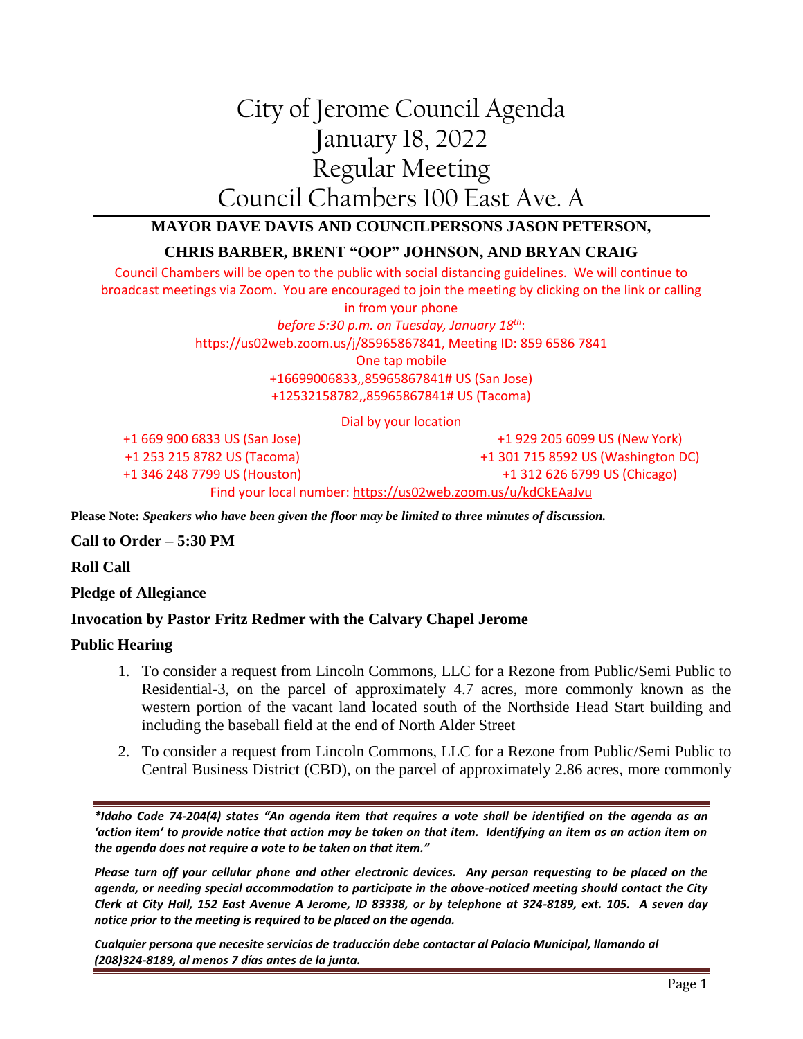# City of Jerome Council Agenda
# January 18, 2022
# Regular Meeting
# Council Chambers 100 East Ave. A

**MAYOR DAVE DAVIS AND COUNCILPERSONS JASON PETERSON,**

**CHRIS BARBER, BRENT "OOP" JOHNSON, AND BRYAN CRAIG**

Council Chambers will be open to the public with social distancing guidelines. We will continue to broadcast meetings via Zoom. You are encouraged to join the meeting by clicking on the link or calling in from your phone

*before 5:30 p.m. on Tuesday, January 18th*:

https://us02web.zoom.us/j/85965867841, Meeting ID: 859 6586 7841

One tap mobile

+16699006833,,85965867841# US (San Jose)

+12532158782,,85965867841# US (Tacoma)

Dial by your location

+1 669 900 6833 US (San Jose)

+1 253 215 8782 US (Tacoma)

+1 346 248 7799 US (Houston)

+1 929 205 6099 US (New York)

+1 301 715 8592 US (Washington DC)

+1 312 626 6799 US (Chicago)

Find your local number: https://us02web.zoom.us/u/kdCkEAaJvu

**Please Note:** ***Speakers who have been given the floor may be limited to three minutes of discussion.***

**Call to Order – 5:30 PM**

**Roll Call**

**Pledge of Allegiance**

**Invocation by Pastor Fritz Redmer with the Calvary Chapel Jerome**

**Public Hearing**

1. To consider a request from Lincoln Commons, LLC for a Rezone from Public/Semi Public to Residential-3, on the parcel of approximately 4.7 acres, more commonly known as the western portion of the vacant land located south of the Northside Head Start building and including the baseball field at the end of North Alder Street
2. To consider a request from Lincoln Commons, LLC for a Rezone from Public/Semi Public to Central Business District (CBD), on the parcel of approximately 2.86 acres, more commonly

---

***\*Idaho Code 74-204(4) states "An agenda item that requires a vote shall be identified on the agenda as an 'action item' to provide notice that action may be taken on that item. Identifying an item as an action item on the agenda does not require a vote to be taken on that item."***

***Please turn off your cellular phone and other electronic devices. Any person requesting to be placed on the agenda, or needing special accommodation to participate in the above-noticed meeting should contact the City Clerk at City Hall, 152 East Avenue A Jerome, ID 83338, or by telephone at 324-8189, ext. 105. A seven day notice prior to the meeting is required to be placed on the agenda.***

***Cualquier persona que necesite servicios de traducción debe contactar al Palacio Municipal, llamando al (208)324-8189, al menos 7 días antes de la junta.***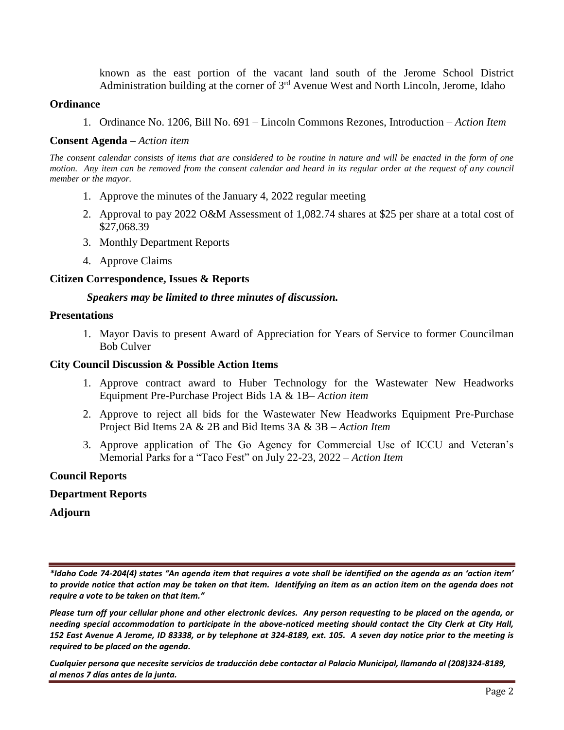known as the east portion of the vacant land south of the Jerome School District Administration building at the corner of 3rd Avenue West and North Lincoln, Jerome, Idaho

**Ordinance**

1. Ordinance No. 1206, Bill No. 691 – Lincoln Commons Rezones, Introduction – *Action Item*

**Consent Agenda –** *Action item*

*The consent calendar consists of items that are considered to be routine in nature and will be enacted in the form of one motion. Any item can be removed from the consent calendar and heard in its regular order at the request of any council member or the mayor.*

1. Approve the minutes of the January 4, 2022 regular meeting
2. Approval to pay 2022 O&M Assessment of 1,082.74 shares at $25 per share at a total cost of $27,068.39
3. Monthly Department Reports
4. Approve Claims

**Citizen Correspondence, Issues & Reports**

***Speakers may be limited to three minutes of discussion.***

**Presentations**

1. Mayor Davis to present Award of Appreciation for Years of Service to former Councilman Bob Culver

**City Council Discussion & Possible Action Items**

1. Approve contract award to Huber Technology for the Wastewater New Headworks Equipment Pre-Purchase Project Bids 1A & 1B– *Action item*
2. Approve to reject all bids for the Wastewater New Headworks Equipment Pre-Purchase Project Bid Items 2A & 2B and Bid Items 3A & 3B – *Action Item*
3. Approve application of The Go Agency for Commercial Use of ICCU and Veteran's Memorial Parks for a "Taco Fest" on July 22-23, 2022 – *Action Item*

**Council Reports**

**Department Reports**

**Adjourn**

***Idaho Code 74-204(4) states "An agenda item that requires a vote shall be identified on the agenda as an 'action item' to provide notice that action may be taken on that item. Identifying an item as an action item on the agenda does not require a vote to be taken on that item."***

***Please turn off your cellular phone and other electronic devices. Any person requesting to be placed on the agenda, or needing special accommodation to participate in the above-noticed meeting should contact the City Clerk at City Hall, 152 East Avenue A Jerome, ID 83338, or by telephone at 324-8189, ext. 105. A seven day notice prior to the meeting is required to be placed on the agenda.***

***Cualquier persona que necesite servicios de traducción debe contactar al Palacio Municipal, llamando al (208)324-8189, al menos 7 días antes de la junta.***